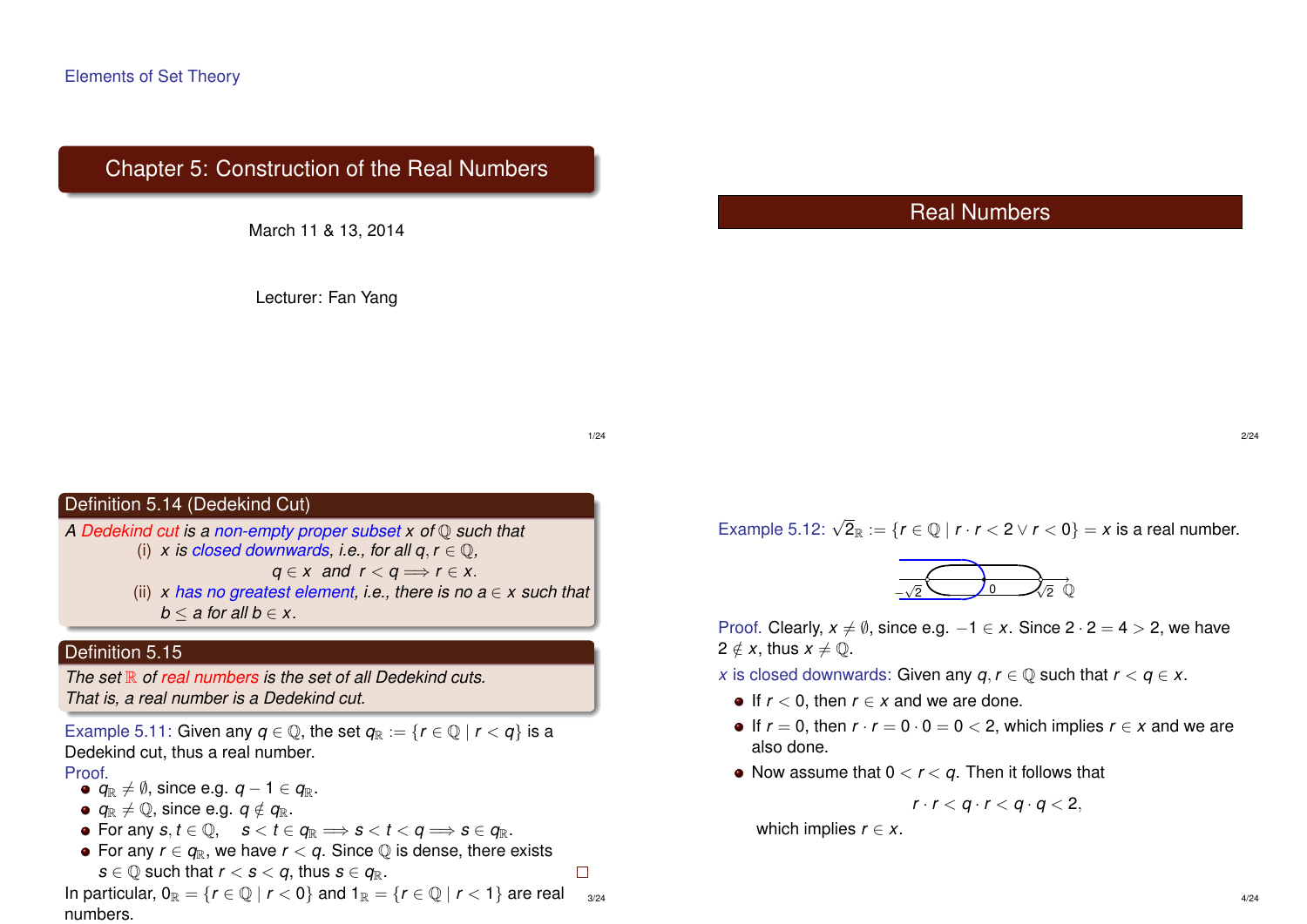Elements of Set Theory

# Chapter 5: Construction of the Real Numbers

March 11 & 13, 2014

Lecturer: Fan Yang

## Real Numbers

### Definition 5.14 (Dedekind Cut)

*A Dedekind cut is a non-empty proper subset $x$ of $\mathbb{Q}$ such that*

(i) *$x$ is closed downwards, i.e., for all $q, r \in \mathbb{Q}$,*

$$q \in x \text{ and } r < q \Longrightarrow r \in x.$$

(ii) *$x$ has no greatest element, i.e., there is no $a \in x$ such that $b \leq a$ for all $b \in x$.*

### Definition 5.15

*The set $\mathbb{R}$ of real numbers is the set of all Dedekind cuts.*
*That is, a real number is a Dedekind cut.*

Example 5.11: Given any $q \in \mathbb{Q}$, the set $q_{\mathbb{R}} := \{r \in \mathbb{Q} \mid r < q\}$ is a Dedekind cut, thus a real number.

Proof.

- $q_{\mathbb{R}} \neq \emptyset$, since e.g. $q - 1 \in q_{\mathbb{R}}$.
- $q_{\mathbb{R}} \neq \mathbb{Q}$, since e.g. $q \notin q_{\mathbb{R}}$.
- For any $s, t \in \mathbb{Q}$, $\quad s < t \in q_{\mathbb{R}} \Longrightarrow s < t < q \Longrightarrow s \in q_{\mathbb{R}}$.
- For any $r \in q_{\mathbb{R}}$, we have $r < q$. Since $\mathbb{Q}$ is dense, there exists $s \in \mathbb{Q}$ such that $r < s < q$, thus $s \in q_{\mathbb{R}}$. □

In particular, $0_{\mathbb{R}} = \{r \in \mathbb{Q} \mid r < 0\}$ and $1_{\mathbb{R}} = \{r \in \mathbb{Q} \mid r < 1\}$ are real numbers.

Example 5.12: $\sqrt{2}_{\mathbb{R}} := \{r \in \mathbb{Q} \mid r \cdot r < 2 \vee r < 0\} = x$ is a real number.

Proof. Clearly, $x \neq \emptyset$, since e.g. $-1 \in x$. Since $2 \cdot 2 = 4 > 2$, we have $2 \notin x$, thus $x \neq \mathbb{Q}$.

$x$ is closed downwards: Given any $q, r \in \mathbb{Q}$ such that $r < q \in x$.

- If $r < 0$, then $r \in x$ and we are done.
- If $r = 0$, then $r \cdot r = 0 \cdot 0 = 0 < 2$, which implies $r \in x$ and we are also done.
- Now assume that $0 < r < q$. Then it follows that

$$r \cdot r < q \cdot r < q \cdot q < 2,$$

which implies $r \in x$.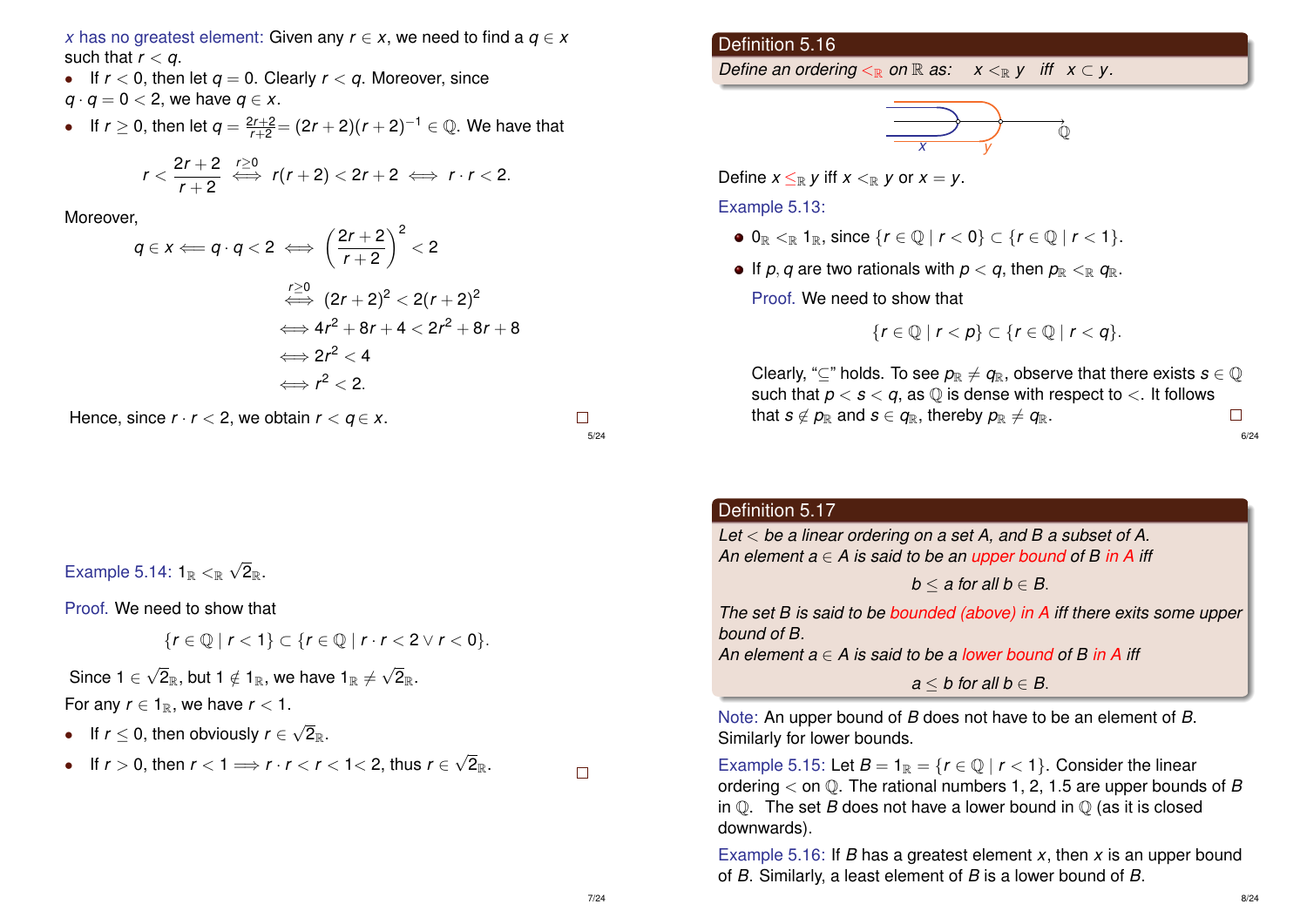$x$ has no greatest element: Given any $r \in x$, we need to find a $q \in x$ such that $r < q$.

- If $r < 0$, then let $q = 0$. Clearly $r < q$. Moreover, since $q \cdot q = 0 < 2$, we have $q \in x$.
- If $r \geq 0$, then let $q = \frac{2r+2}{r+2} = (2r+2)(r+2)^{-1} \in \mathbb{Q}$. We have that

$$r < \frac{2r+2}{r+2} \overset{r \geq 0}{\iff} r(r+2) < 2r+2 \iff r \cdot r < 2.$$

Moreover,

$$q \in x \Longleftarrow q \cdot q < 2 \iff \left(\frac{2r+2}{r+2}\right)^2 < 2$$

$$\overset{r \geq 0}{\iff} (2r+2)^2 < 2(r+2)^2$$

$$\iff 4r^2 + 8r + 4 < 2r^2 + 8r + 8$$

$$\iff 2r^2 < 4$$

$$\iff r^2 < 2.$$

Hence, since $r \cdot r < 2$, we obtain $r < q \in x$. □

## Definition 5.16

*Define an ordering $<_\mathbb{R}$ on $\mathbb{R}$ as: $x <_\mathbb{R} y$ iff $x \subset y$.*

Define $x \leq_\mathbb{R} y$ iff $x <_\mathbb{R} y$ or $x = y$.

Example 5.13:

- $0_\mathbb{R} <_\mathbb{R} 1_\mathbb{R}$, since $\{r \in \mathbb{Q} \mid r < 0\} \subset \{r \in \mathbb{Q} \mid r < 1\}$.
- If $p, q$ are two rationals with $p < q$, then $p_\mathbb{R} <_\mathbb{R} q_\mathbb{R}$.

  Proof. We need to show that

  $$\{r \in \mathbb{Q} \mid r < p\} \subset \{r \in \mathbb{Q} \mid r < q\}.$$

  Clearly, "$\subseteq$" holds. To see $p_\mathbb{R} \neq q_\mathbb{R}$, observe that there exists $s \in \mathbb{Q}$ such that $p < s < q$, as $\mathbb{Q}$ is dense with respect to $<$. It follows that $s \notin p_\mathbb{R}$ and $s \in q_\mathbb{R}$, thereby $p_\mathbb{R} \neq q_\mathbb{R}$. □

Example 5.14: $1_\mathbb{R} <_\mathbb{R} \sqrt{2}_\mathbb{R}$.

Proof. We need to show that

$$\{r \in \mathbb{Q} \mid r < 1\} \subset \{r \in \mathbb{Q} \mid r \cdot r < 2 \vee r < 0\}.$$

Since $1 \in \sqrt{2}_\mathbb{R}$, but $1 \notin 1_\mathbb{R}$, we have $1_\mathbb{R} \neq \sqrt{2}_\mathbb{R}$.

For any $r \in 1_\mathbb{R}$, we have $r < 1$.

- If $r \leq 0$, then obviously $r \in \sqrt{2}_\mathbb{R}$.
- If $r > 0$, then $r < 1 \Longrightarrow r \cdot r < r < 1 < 2$, thus $r \in \sqrt{2}_\mathbb{R}$. □

## Definition 5.17

*Let $<$ be a linear ordering on a set $A$, and $B$ a subset of $A$.*
*An element $a \in A$ is said to be an upper bound of $B$ in $A$ iff*

$$b \leq a \text{ for all } b \in B.$$

*The set $B$ is said to be bounded (above) in $A$ iff there exits some upper bound of $B$.*
*An element $a \in A$ is said to be a lower bound of $B$ in $A$ iff*

$$a \leq b \text{ for all } b \in B.$$

Note: An upper bound of $B$ does not have to be an element of $B$. Similarly for lower bounds.

Example 5.15: Let $B = 1_\mathbb{R} = \{r \in \mathbb{Q} \mid r < 1\}$. Consider the linear ordering $<$ on $\mathbb{Q}$. The rational numbers 1, 2, 1.5 are upper bounds of $B$ in $\mathbb{Q}$. The set $B$ does not have a lower bound in $\mathbb{Q}$ (as it is closed downwards).

Example 5.16: If $B$ has a greatest element $x$, then $x$ is an upper bound of $B$. Similarly, a least element of $B$ is a lower bound of $B$.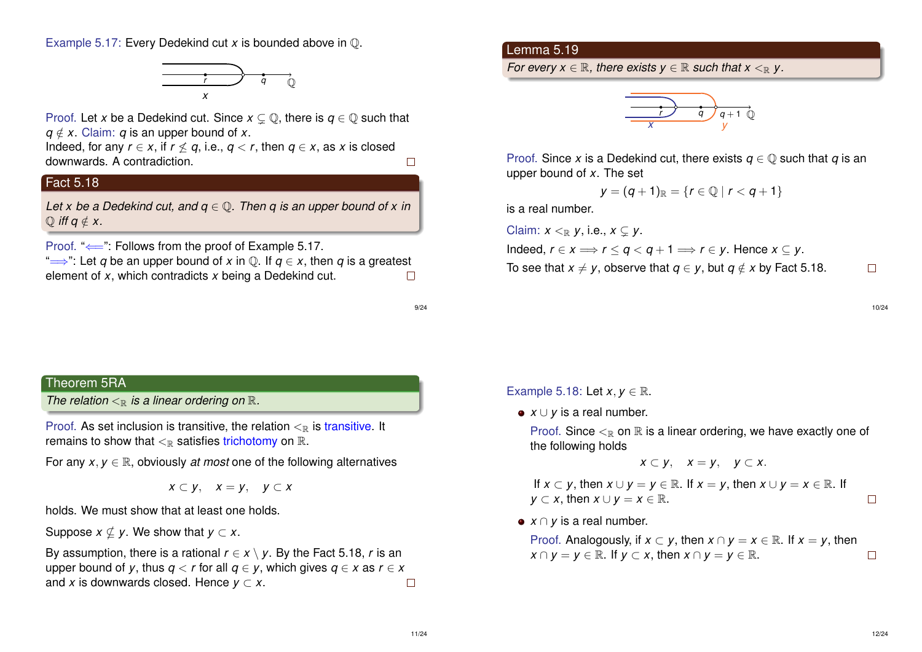Example 5.17: Every Dedekind cut $x$ is bounded above in $\mathbb{Q}$.

Proof. Let $x$ be a Dedekind cut. Since $x \subsetneq \mathbb{Q}$, there is $q \in \mathbb{Q}$ such that $q \notin x$. Claim: $q$ is an upper bound of $x$.
Indeed, for any $r \in x$, if $r \not\leq q$, i.e., $q < r$, then $q \in x$, as $x$ is closed downwards. A contradiction. □

## Fact 5.18

*Let $x$ be a Dedekind cut, and $q \in \mathbb{Q}$. Then $q$ is an upper bound of $x$ in $\mathbb{Q}$ iff $q \notin x$.*

Proof. "$\Longleftarrow$": Follows from the proof of Example 5.17.
"$\Longrightarrow$": Let $q$ be an upper bound of $x$ in $\mathbb{Q}$. If $q \in x$, then $q$ is a greatest element of $x$, which contradicts $x$ being a Dedekind cut. □

## Lemma 5.19

*For every $x \in \mathbb{R}$, there exists $y \in \mathbb{R}$ such that $x <_{\mathbb{R}} y$.*

Proof. Since $x$ is a Dedekind cut, there exists $q \in \mathbb{Q}$ such that $q$ is an upper bound of $x$. The set

$$y = (q+1)_{\mathbb{R}} = \{r \in \mathbb{Q} \mid r < q+1\}$$

is a real number.

Claim: $x <_{\mathbb{R}} y$, i.e., $x \subsetneq y$.

Indeed, $r \in x \Longrightarrow r \leq q < q+1 \Longrightarrow r \in y$. Hence $x \subseteq y$.

To see that $x \neq y$, observe that $q \in y$, but $q \notin x$ by Fact 5.18. □

## Theorem 5RA

*The relation $<_{\mathbb{R}}$ is a linear ordering on $\mathbb{R}$.*

Proof. As set inclusion is transitive, the relation $<_{\mathbb{R}}$ is transitive. It remains to show that $<_{\mathbb{R}}$ satisfies trichotomy on $\mathbb{R}$.

For any $x, y \in \mathbb{R}$, obviously *at most* one of the following alternatives

$$x \subset y, \quad x = y, \quad y \subset x$$

holds. We must show that at least one holds.

Suppose $x \nsubseteq y$. We show that $y \subset x$.

By assumption, there is a rational $r \in x \setminus y$. By the Fact 5.18, $r$ is an upper bound of $y$, thus $q < r$ for all $q \in y$, which gives $q \in x$ as $r \in x$ and $x$ is downwards closed. Hence $y \subset x$. □

Example 5.18: Let $x, y \in \mathbb{R}$.

- $x \cup y$ is a real number.

  Proof. Since $<_{\mathbb{R}}$ on $\mathbb{R}$ is a linear ordering, we have exactly one of the following holds

  $$x \subset y, \quad x = y, \quad y \subset x.$$

  If $x \subset y$, then $x \cup y = y \in \mathbb{R}$. If $x = y$, then $x \cup y = x \in \mathbb{R}$. If $y \subset x$, then $x \cup y = x \in \mathbb{R}$. □

- $x \cap y$ is a real number.

  Proof. Analogously, if $x \subset y$, then $x \cap y = x \in \mathbb{R}$. If $x = y$, then $x \cap y = y \in \mathbb{R}$. If $y \subset x$, then $x \cap y = y \in \mathbb{R}$. □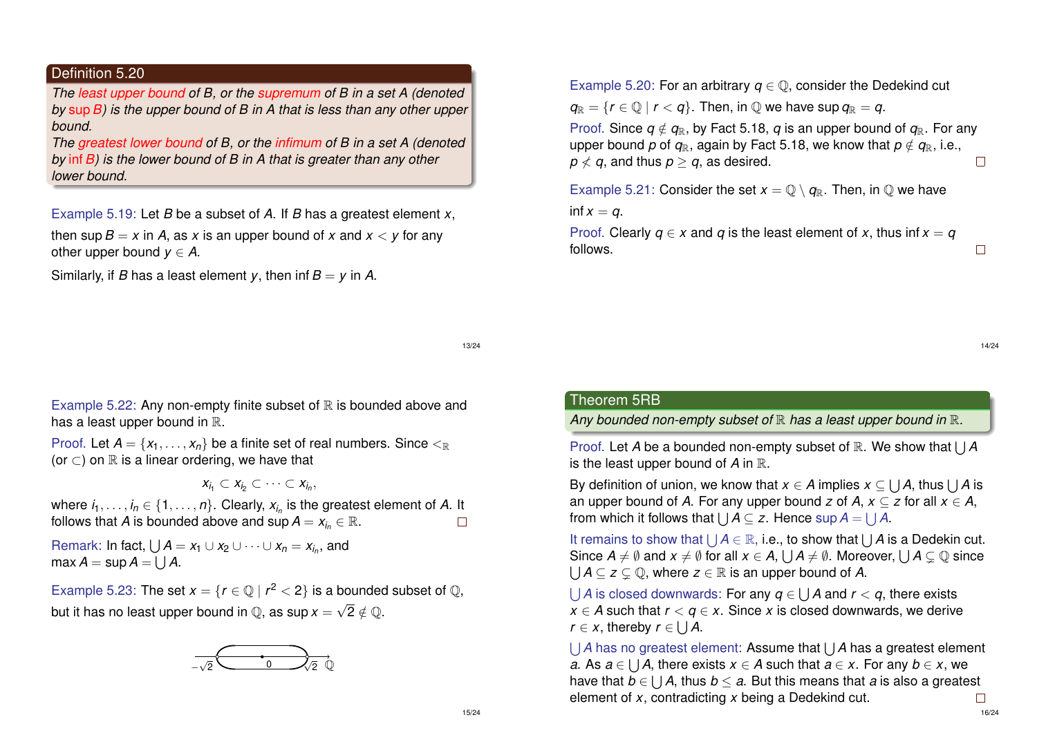### Definition 5.20

*The least upper bound of $B$, or the supremum of $B$ in a set $A$ (denoted by $\sup B$) is the upper bound of $B$ in $A$ that is less than any other upper bound.*
*The greatest lower bound of $B$, or the infimum of $B$ in a set $A$ (denoted by $\inf B$) is the lower bound of $B$ in $A$ that is greater than any other lower bound.*

Example 5.19: Let $B$ be a subset of $A$. If $B$ has a greatest element $x$, then $\sup B = x$ in $A$, as $x$ is an upper bound of $x$ and $x < y$ for any other upper bound $y \in A$.

Similarly, if $B$ has a least element $y$, then $\inf B = y$ in $A$.

Example 5.20: For an arbitrary $q \in \mathbb{Q}$, consider the Dedekind cut $q_{\mathbb{R}} = \{r \in \mathbb{Q} \mid r < q\}$. Then, in $\mathbb{Q}$ we have $\sup q_{\mathbb{R}} = q$.

Proof. Since $q \notin q_{\mathbb{R}}$, by Fact 5.18, $q$ is an upper bound of $q_{\mathbb{R}}$. For any upper bound $p$ of $q_{\mathbb{R}}$, again by Fact 5.18, we know that $p \notin q_{\mathbb{R}}$, i.e., $p \not< q$, and thus $p \geq q$, as desired. □

Example 5.21: Consider the set $x = \mathbb{Q} \setminus q_{\mathbb{R}}$. Then, in $\mathbb{Q}$ we have $\inf x = q$.

Proof. Clearly $q \in x$ and $q$ is the least element of $x$, thus $\inf x = q$ follows. □

Example 5.22: Any non-empty finite subset of $\mathbb{R}$ is bounded above and has a least upper bound in $\mathbb{R}$.

Proof. Let $A = \{x_1, \ldots, x_n\}$ be a finite set of real numbers. Since $<_{\mathbb{R}}$ (or $\subset$) on $\mathbb{R}$ is a linear ordering, we have that

$$x_{i_1} \subset x_{i_2} \subset \cdots \subset x_{i_n},$$

where $i_1, \ldots, i_n \in \{1, \ldots, n\}$. Clearly, $x_{i_n}$ is the greatest element of $A$. It follows that $A$ is bounded above and $\sup A = x_{i_n} \in \mathbb{R}$. □

Remark: In fact, $\bigcup A = x_1 \cup x_2 \cup \cdots \cup x_n = x_{i_n}$, and $\max A = \sup A = \bigcup A$.

Example 5.23: The set $x = \{r \in \mathbb{Q} \mid r^2 < 2\}$ is a bounded subset of $\mathbb{Q}$, but it has no least upper bound in $\mathbb{Q}$, as $\sup x = \sqrt{2} \notin \mathbb{Q}$.

### Theorem 5RB

*Any bounded non-empty subset of $\mathbb{R}$ has a least upper bound in $\mathbb{R}$.*

Proof. Let $A$ be a bounded non-empty subset of $\mathbb{R}$. We show that $\bigcup A$ is the least upper bound of $A$ in $\mathbb{R}$.

By definition of union, we know that $x \in A$ implies $x \subseteq \bigcup A$, thus $\bigcup A$ is an upper bound of $A$. For any upper bound $z$ of $A$, $x \subseteq z$ for all $x \in A$, from which it follows that $\bigcup A \subseteq z$. Hence $\sup A = \bigcup A$.

It remains to show that $\bigcup A \in \mathbb{R}$, i.e., to show that $\bigcup A$ is a Dedekin cut. Since $A \neq \emptyset$ and $x \neq \emptyset$ for all $x \in A$, $\bigcup A \neq \emptyset$. Moreover, $\bigcup A \subsetneq \mathbb{Q}$ since $\bigcup A \subseteq z \subsetneq \mathbb{Q}$, where $z \in \mathbb{R}$ is an upper bound of $A$.

$\bigcup A$ is closed downwards: For any $q \in \bigcup A$ and $r < q$, there exists $x \in A$ such that $r < q \in x$. Since $x$ is closed downwards, we derive $r \in x$, thereby $r \in \bigcup A$.

$\bigcup A$ has no greatest element: Assume that $\bigcup A$ has a greatest element $a$. As $a \in \bigcup A$, there exists $x \in A$ such that $a \in x$. For any $b \in x$, we have that $b \in \bigcup A$, thus $b \leq a$. But this means that $a$ is also a greatest element of $x$, contradicting $x$ being a Dedekind cut. □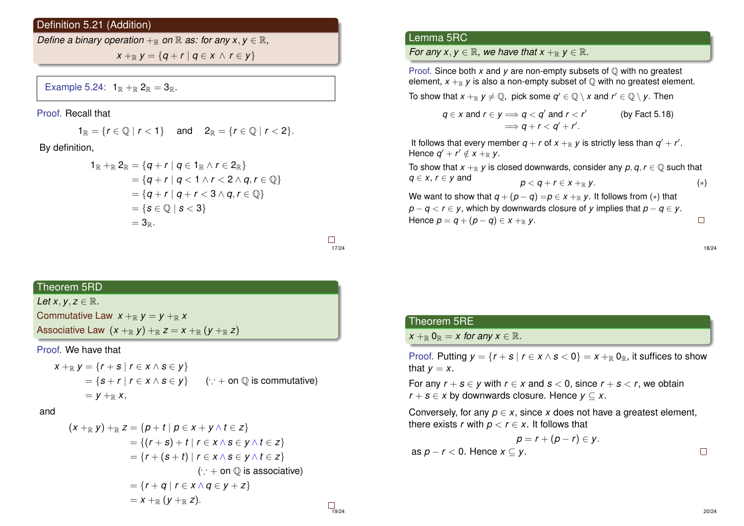## Definition 5.21 (Addition)

*Define a binary operation $+_\mathbb{R}$ on $\mathbb{R}$ as: for any $x, y \in \mathbb{R}$,*

$$x +_\mathbb{R} y = \{q + r \mid q \in x \wedge r \in y\}$$

**Example 5.24:** $1_\mathbb{R} +_\mathbb{R} 2_\mathbb{R} = 3_\mathbb{R}$.

*Proof.* Recall that

$$1_\mathbb{R} = \{r \in \mathbb{Q} \mid r < 1\} \quad \text{and} \quad 2_\mathbb{R} = \{r \in \mathbb{Q} \mid r < 2\}.$$

By definition,

$$\begin{aligned}
1_\mathbb{R} +_\mathbb{R} 2_\mathbb{R} &= \{q + r \mid q \in 1_\mathbb{R} \wedge r \in 2_\mathbb{R}\} \\
&= \{q + r \mid q < 1 \wedge r < 2 \wedge q, r \in \mathbb{Q}\} \\
&= \{q + r \mid q + r < 3 \wedge q, r \in \mathbb{Q}\} \\
&= \{s \in \mathbb{Q} \mid s < 3\} \\
&= 3_\mathbb{R}.
\end{aligned}$$

□

## Lemma 5RC

*For any $x, y \in \mathbb{R}$, we have that $x +_\mathbb{R} y \in \mathbb{R}$.*

*Proof.* Since both $x$ and $y$ are non-empty subsets of $\mathbb{Q}$ with no greatest element, $x +_\mathbb{R} y$ is also a non-empty subset of $\mathbb{Q}$ with no greatest element.

To show that $x +_\mathbb{R} y \neq \mathbb{Q}$, pick some $q' \in \mathbb{Q} \setminus x$ and $r' \in \mathbb{Q} \setminus y$. Then

$$\begin{aligned}
q \in x \text{ and } r \in y &\implies q < q' \text{ and } r < r' \qquad \text{(by Fact 5.18)} \\
&\implies q + r < q' + r'.
\end{aligned}$$

It follows that every member $q + r$ of $x +_\mathbb{R} y$ is strictly less than $q' + r'$. Hence $q' + r' \notin x +_\mathbb{R} y$.

To show that $x +_\mathbb{R} y$ is closed downwards, consider any $p, q, r \in \mathbb{Q}$ such that $q \in x$, $r \in y$ and

$$p < q + r \in x +_\mathbb{R} y. \qquad (*)$$

We want to show that $q + (p - q) = p \in x +_\mathbb{R} y$. It follows from $(*)$ that $p - q < r \in y$, which by downwards closure of $y$ implies that $p - q \in y$. Hence $p = q + (p - q) \in x +_\mathbb{R} y$. □

## Theorem 5RD

*Let $x, y, z \in \mathbb{R}$.*

**Commutative Law** $x +_\mathbb{R} y = y +_\mathbb{R} x$

**Associative Law** $(x +_\mathbb{R} y) +_\mathbb{R} z = x +_\mathbb{R} (y +_\mathbb{R} z)$

*Proof.* We have that

$$\begin{aligned}
x +_\mathbb{R} y &= \{r + s \mid r \in x \wedge s \in y\} \\
&= \{s + r \mid r \in x \wedge s \in y\} \qquad (\because + \text{ on } \mathbb{Q} \text{ is commutative}) \\
&= y +_\mathbb{R} x,
\end{aligned}$$

and

$$\begin{aligned}
(x +_\mathbb{R} y) +_\mathbb{R} z &= \{p + t \mid p \in x + y \wedge t \in z\} \\
&= \{(r + s) + t \mid r \in x \wedge s \in y \wedge t \in z\} \\
&= \{r + (s + t) \mid r \in x \wedge s \in y \wedge t \in z\} \\
&\qquad (\because + \text{ on } \mathbb{Q} \text{ is associative}) \\
&= \{r + q \mid r \in x \wedge q \in y + z\} \\
&= x +_\mathbb{R} (y +_\mathbb{R} z).
\end{aligned}$$

□

## Theorem 5RE

*$x +_\mathbb{R} 0_\mathbb{R} = x$ for any $x \in \mathbb{R}$.*

*Proof.* Putting $y = \{r + s \mid r \in x \wedge s < 0\} = x +_\mathbb{R} 0_\mathbb{R}$, it suffices to show that $y = x$.

For any $r + s \in y$ with $r \in x$ and $s < 0$, since $r + s < r$, we obtain $r + s \in x$ by downwards closure. Hence $y \subseteq x$.

Conversely, for any $p \in x$, since $x$ does not have a greatest element, there exists $r$ with $p < r \in x$. It follows that

$$p = r + (p - r) \in y.$$

as $p - r < 0$. Hence $x \subseteq y$. □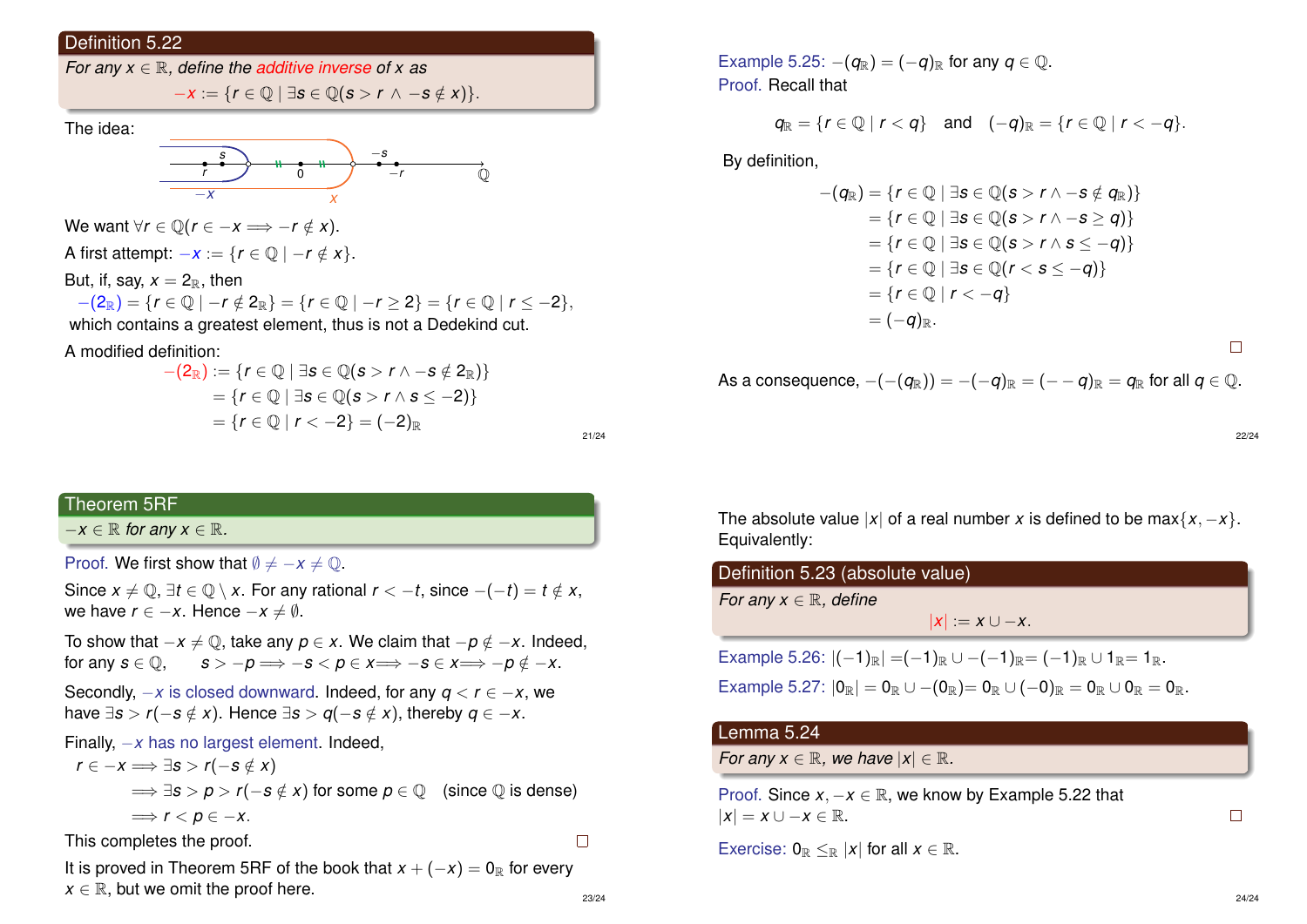## Definition 5.22

*For any $x \in \mathbb{R}$, define the additive inverse of $x$ as*

$$-x := \{r \in \mathbb{Q} \mid \exists s \in \mathbb{Q}(s > r \wedge -s \notin x)\}.$$

The idea:

$s$ $r$ $-x$ $0$ $x$ $-s$ $-r$ $\mathbb{Q}$

We want $\forall r \in \mathbb{Q}(r \in -x \implies -r \notin x)$.

A first attempt: $-x := \{r \in \mathbb{Q} \mid -r \notin x\}$.

But, if, say, $x = 2_{\mathbb{R}}$, then

$-(2_{\mathbb{R}}) = \{r \in \mathbb{Q} \mid -r \notin 2_{\mathbb{R}}\} = \{r \in \mathbb{Q} \mid -r \geq 2\} = \{r \in \mathbb{Q} \mid r \leq -2\}$,

which contains a greatest element, thus is not a Dedekind cut.

A modified definition:

$$\begin{aligned}-(2_{\mathbb{R}}) &:= \{r \in \mathbb{Q} \mid \exists s \in \mathbb{Q}(s > r \wedge -s \notin 2_{\mathbb{R}})\}\\ &= \{r \in \mathbb{Q} \mid \exists s \in \mathbb{Q}(s > r \wedge s \leq -2)\}\\ &= \{r \in \mathbb{Q} \mid r < -2\} = (-2)_{\mathbb{R}}\end{aligned}$$

Example 5.25: $-(q_{\mathbb{R}}) = (-q)_{\mathbb{R}}$ for any $q \in \mathbb{Q}$.

Proof. Recall that

$$q_{\mathbb{R}} = \{r \in \mathbb{Q} \mid r < q\} \quad \text{and} \quad (-q)_{\mathbb{R}} = \{r \in \mathbb{Q} \mid r < -q\}.$$

By definition,

$$\begin{aligned}-(q_{\mathbb{R}}) &= \{r \in \mathbb{Q} \mid \exists s \in \mathbb{Q}(s > r \wedge -s \notin q_{\mathbb{R}})\}\\ &= \{r \in \mathbb{Q} \mid \exists s \in \mathbb{Q}(s > r \wedge -s \geq q)\}\\ &= \{r \in \mathbb{Q} \mid \exists s \in \mathbb{Q}(s > r \wedge s \leq -q)\}\\ &= \{r \in \mathbb{Q} \mid \exists s \in \mathbb{Q}(r < s \leq -q)\}\\ &= \{r \in \mathbb{Q} \mid r < -q\}\\ &= (-q)_{\mathbb{R}}.\end{aligned}$$

□

As a consequence, $-(-(q_{\mathbb{R}})) = -(-q)_{\mathbb{R}} = (--q)_{\mathbb{R}} = q_{\mathbb{R}}$ for all $q \in \mathbb{Q}$.

## Theorem 5RF

*$-x \in \mathbb{R}$ for any $x \in \mathbb{R}$.*

Proof. We first show that $\emptyset \neq -x \neq \mathbb{Q}$.

Since $x \neq \mathbb{Q}$, $\exists t \in \mathbb{Q} \setminus x$. For any rational $r < -t$, since $-(-t) = t \notin x$, we have $r \in -x$. Hence $-x \neq \emptyset$.

To show that $-x \neq \mathbb{Q}$, take any $p \in x$. We claim that $-p \notin -x$. Indeed, for any $s \in \mathbb{Q}$, $\quad s > -p \implies -s < p \in x \implies -s \in x \implies -p \notin -x$.

Secondly, $-x$ is closed downward. Indeed, for any $q < r \in -x$, we have $\exists s > r(-s \notin x)$. Hence $\exists s > q(-s \notin x)$, thereby $q \in -x$.

Finally, $-x$ has no largest element. Indeed,

$$\begin{aligned}r \in -x &\implies \exists s > r(-s \notin x)\\ &\implies \exists s > p > r(-s \notin x) \text{ for some } p \in \mathbb{Q} \quad (\text{since } \mathbb{Q} \text{ is dense})\\ &\implies r < p \in -x.\end{aligned}$$

This completes the proof. □

It is proved in Theorem 5RF of the book that $x + (-x) = 0_{\mathbb{R}}$ for every $x \in \mathbb{R}$, but we omit the proof here.

The absolute value $|x|$ of a real number $x$ is defined to be $\max\{x, -x\}$. Equivalently:

## Definition 5.23 (absolute value)

*For any $x \in \mathbb{R}$, define*

$$|x| := x \cup -x.$$

Example 5.26: $|(-1)_{\mathbb{R}}| = (-1)_{\mathbb{R}} \cup -(-1)_{\mathbb{R}} = (-1)_{\mathbb{R}} \cup 1_{\mathbb{R}} = 1_{\mathbb{R}}$.

Example 5.27: $|0_{\mathbb{R}}| = 0_{\mathbb{R}} \cup -(0_{\mathbb{R}}) = 0_{\mathbb{R}} \cup (-0)_{\mathbb{R}} = 0_{\mathbb{R}} \cup 0_{\mathbb{R}} = 0_{\mathbb{R}}$.

## Lemma 5.24

*For any $x \in \mathbb{R}$, we have $|x| \in \mathbb{R}$.*

Proof. Since $x, -x \in \mathbb{R}$, we know by Example 5.22 that $|x| = x \cup -x \in \mathbb{R}$. □

Exercise: $0_{\mathbb{R}} \leq_{\mathbb{R}} |x|$ for all $x \in \mathbb{R}$.